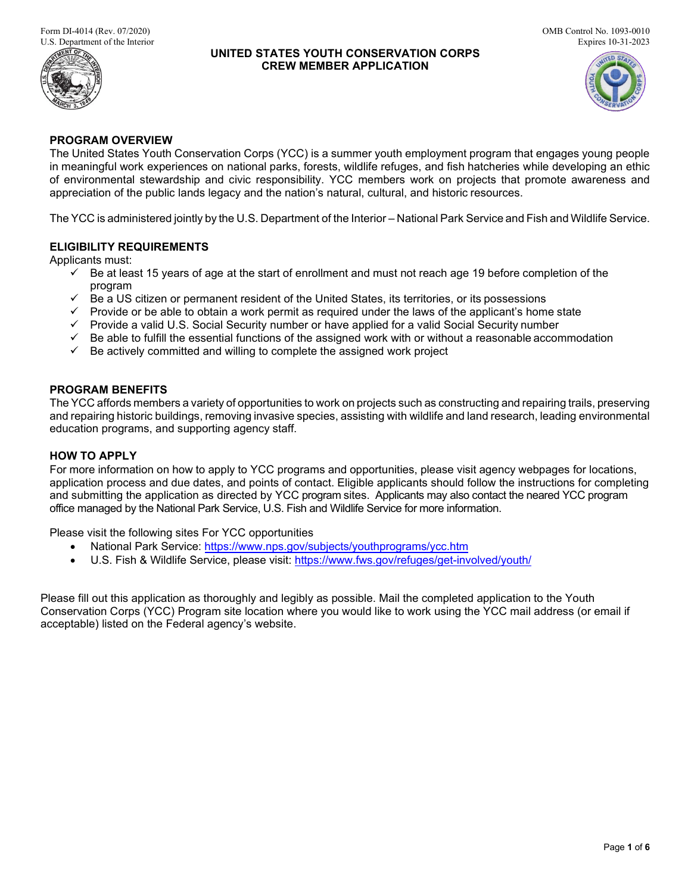Form DI-4014 (Rev. 07/2020)
U.S. Department of the Interior

OMB Control No. 1093-0010
Expires 10-31-2023

# UNITED STATES YOUTH CONSERVATION CORPS CREW MEMBER APPLICATION

## PROGRAM OVERVIEW

The United States Youth Conservation Corps (YCC) is a summer youth employment program that engages young people in meaningful work experiences on national parks, forests, wildlife refuges, and fish hatcheries while developing an ethic of environmental stewardship and civic responsibility. YCC members work on projects that promote awareness and appreciation of the public lands legacy and the nation's natural, cultural, and historic resources.

The YCC is administered jointly by the U.S. Department of the Interior – National Park Service and Fish and Wildlife Service.

## ELIGIBILITY REQUIREMENTS

Applicants must:

- ✓ Be at least 15 years of age at the start of enrollment and must not reach age 19 before completion of the program
- ✓ Be a US citizen or permanent resident of the United States, its territories, or its possessions
- ✓ Provide or be able to obtain a work permit as required under the laws of the applicant's home state
- ✓ Provide a valid U.S. Social Security number or have applied for a valid Social Security number
- ✓ Be able to fulfill the essential functions of the assigned work with or without a reasonable accommodation
- ✓ Be actively committed and willing to complete the assigned work project

## PROGRAM BENEFITS

The YCC affords members a variety of opportunities to work on projects such as constructing and repairing trails, preserving and repairing historic buildings, removing invasive species, assisting with wildlife and land research, leading environmental education programs, and supporting agency staff.

## HOW TO APPLY

For more information on how to apply to YCC programs and opportunities, please visit agency webpages for locations, application process and due dates, and points of contact. Eligible applicants should follow the instructions for completing and submitting the application as directed by YCC program sites. Applicants may also contact the neared YCC program office managed by the National Park Service, U.S. Fish and Wildlife Service for more information.

Please visit the following sites For YCC opportunities

- National Park Service: https://www.nps.gov/subjects/youthprograms/ycc.htm
- U.S. Fish & Wildlife Service, please visit: https://www.fws.gov/refuges/get-involved/youth/

Please fill out this application as thoroughly and legibly as possible. Mail the completed application to the Youth Conservation Corps (YCC) Program site location where you would like to work using the YCC mail address (or email if acceptable) listed on the Federal agency's website.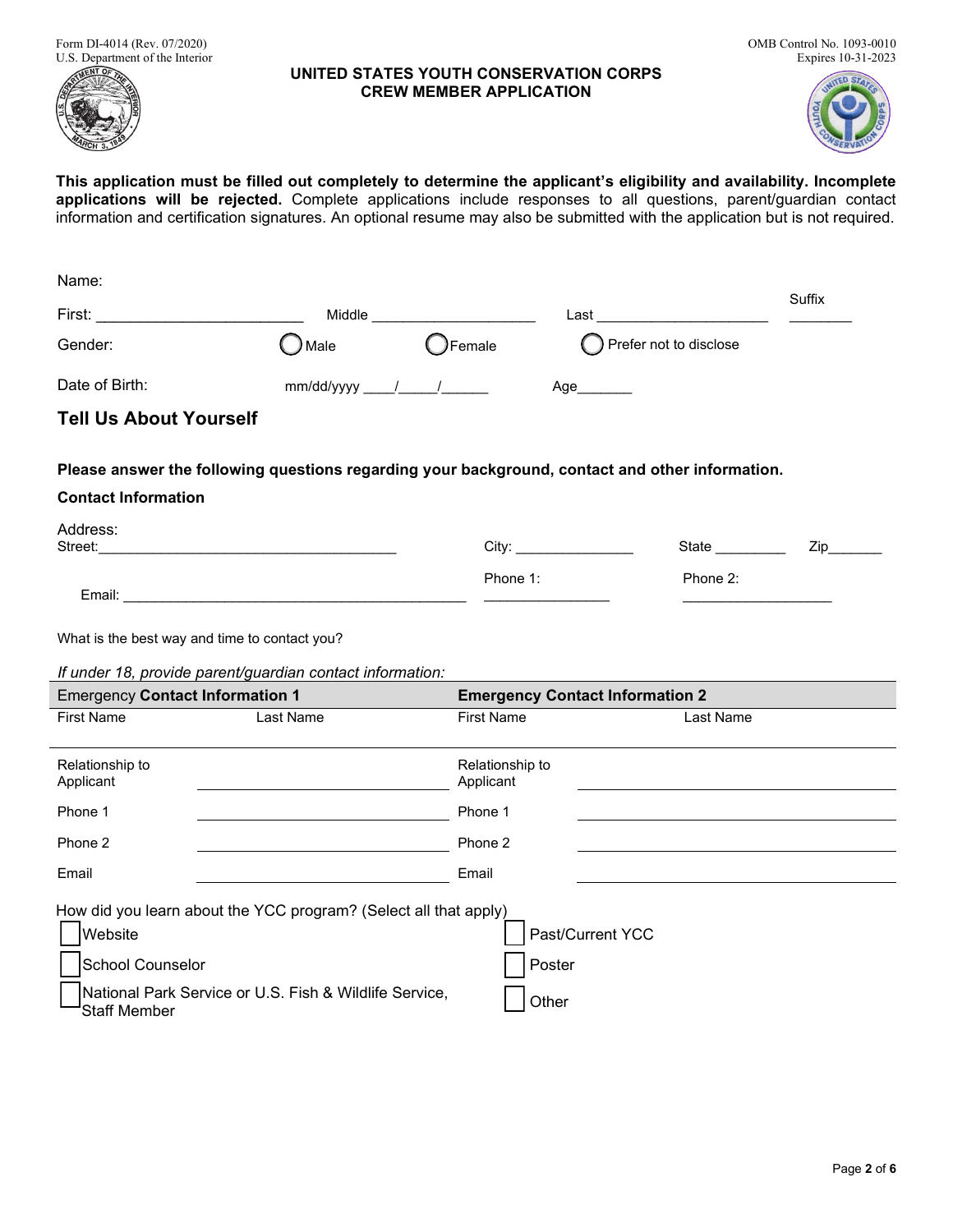Form DI-4014 (Rev. 07/2020)
U.S. Department of the Interior

OMB Control No. 1093-0010
Expires 10-31-2023

# UNITED STATES YOUTH CONSERVATION CORPS
# CREW MEMBER APPLICATION

**This application must be filled out completely to determine the applicant's eligibility and availability. Incomplete applications will be rejected.** Complete applications include responses to all questions, parent/guardian contact information and certification signatures. An optional resume may also be submitted with the application but is not required.

Name:

First: ________________________ Middle ____________________ Last _____________________ Suffix ________

Gender: ◯ Male ◯ Female ◯ Prefer not to disclose

Date of Birth: mm/dd/yyyy ____/_____/______ Age_______

## Tell Us About Yourself

**Please answer the following questions regarding your background, contact and other information.**

### Contact Information

Address:
Street:_____________________________________ City: _______________ State _________ Zip_______

Email: _____________________________________________ Phone 1: ________________ Phone 2: ___________________

What is the best way and time to contact you?

*If under 18, provide parent/guardian contact information:*

| Emergency **Contact Information 1** | | **Emergency Contact Information 2** | |
|---|---|---|---|
| First Name | Last Name | First Name | Last Name |
| | | | |
| Relationship to Applicant | | Relationship to Applicant | |
| Phone 1 | | Phone 1 | |
| Phone 2 | | Phone 2 | |
| Email | | Email | |

How did you learn about the YCC program? (Select all that apply)

- ☐ Website
- ☐ School Counselor
- ☐ National Park Service or U.S. Fish & Wildlife Service, Staff Member
- ☐ Past/Current YCC
- ☐ Poster
- ☐ Other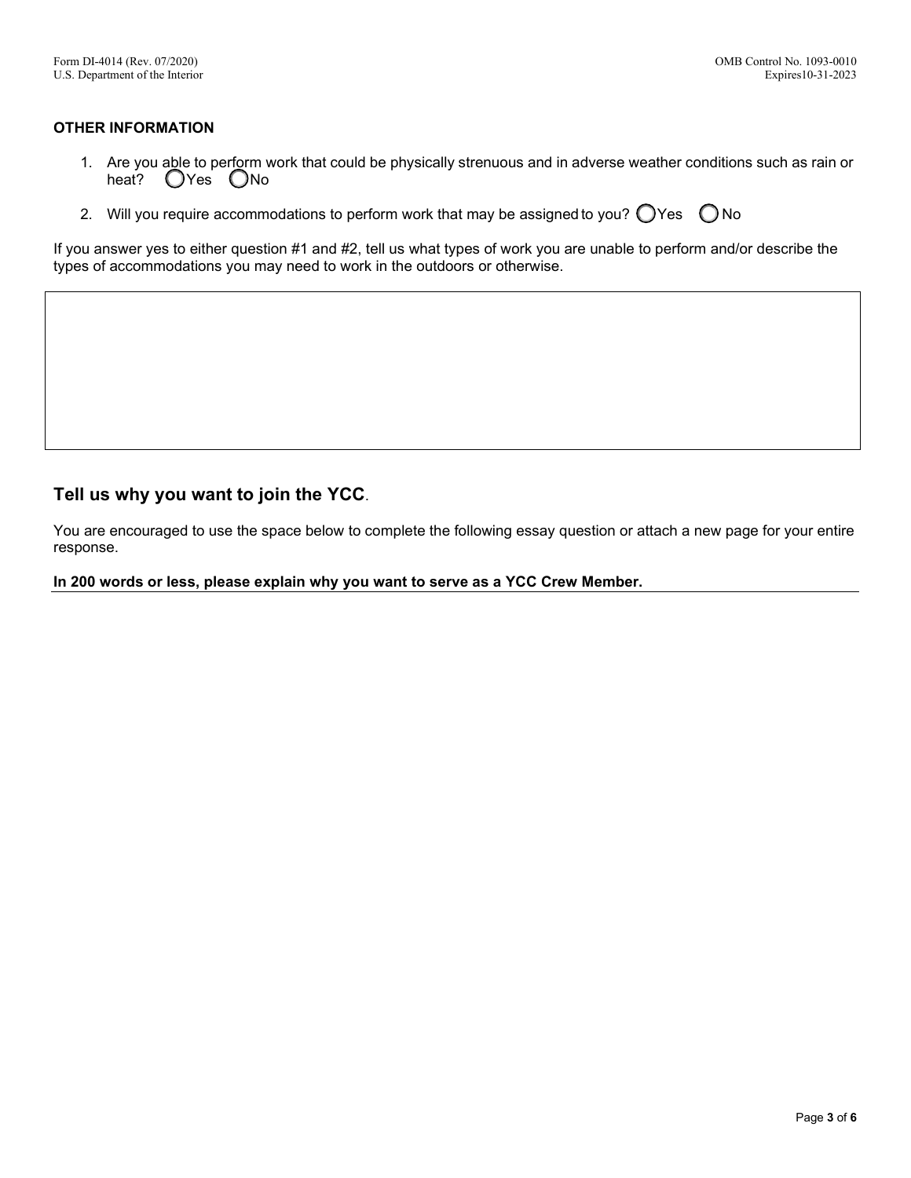## OTHER INFORMATION

1. Are you able to perform work that could be physically strenuous and in adverse weather conditions such as rain or heat? ◯ Yes ◯ No
2. Will you require accommodations to perform work that may be assigned to you? ◯ Yes ◯ No

If you answer yes to either question #1 and #2, tell us what types of work you are unable to perform and/or describe the types of accommodations you may need to work in the outdoors or otherwise.

## Tell us why you want to join the YCC.

You are encouraged to use the space below to complete the following essay question or attach a new page for your entire response.

**In 200 words or less, please explain why you want to serve as a YCC Crew Member.**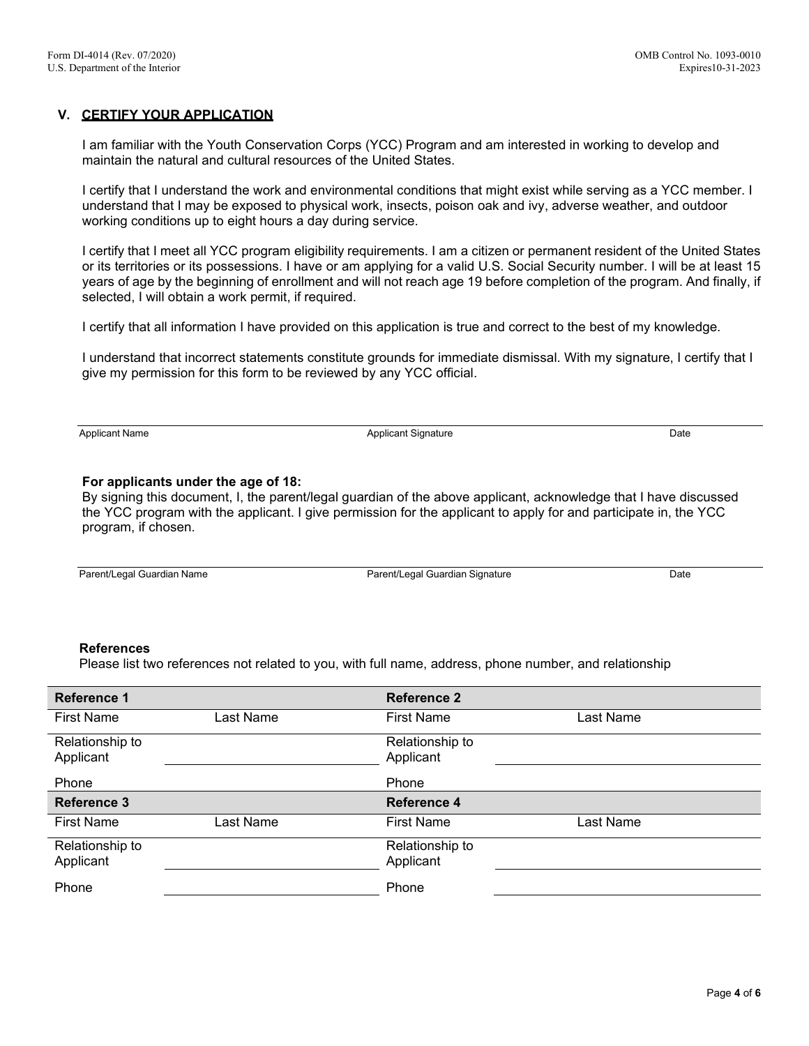## V. CERTIFY YOUR APPLICATION

I am familiar with the Youth Conservation Corps (YCC) Program and am interested in working to develop and maintain the natural and cultural resources of the United States.

I certify that I understand the work and environmental conditions that might exist while serving as a YCC member. I understand that I may be exposed to physical work, insects, poison oak and ivy, adverse weather, and outdoor working conditions up to eight hours a day during service.

I certify that I meet all YCC program eligibility requirements. I am a citizen or permanent resident of the United States or its territories or its possessions. I have or am applying for a valid U.S. Social Security number. I will be at least 15 years of age by the beginning of enrollment and will not reach age 19 before completion of the program. And finally, if selected, I will obtain a work permit, if required.

I certify that all information I have provided on this application is true and correct to the best of my knowledge.

I understand that incorrect statements constitute grounds for immediate dismissal. With my signature, I certify that I give my permission for this form to be reviewed by any YCC official.

| Applicant Name | Applicant Signature | Date |
|---|---|---|
| | | |

**For applicants under the age of 18:**
By signing this document, I, the parent/legal guardian of the above applicant, acknowledge that I have discussed the YCC program with the applicant. I give permission for the applicant to apply for and participate in, the YCC program, if chosen.

| Parent/Legal Guardian Name | Parent/Legal Guardian Signature | Date |
|---|---|---|
| | | |

**References**
Please list two references not related to you, with full name, address, phone number, and relationship

| **Reference 1** | | **Reference 2** | |
|---|---|---|---|
| First Name | Last Name | First Name | Last Name |
| Relationship to Applicant | | Relationship to Applicant | |
| Phone | | Phone | |
| **Reference 3** | | **Reference 4** | |
| First Name | Last Name | First Name | Last Name |
| Relationship to Applicant | | Relationship to Applicant | |
| Phone | | Phone | |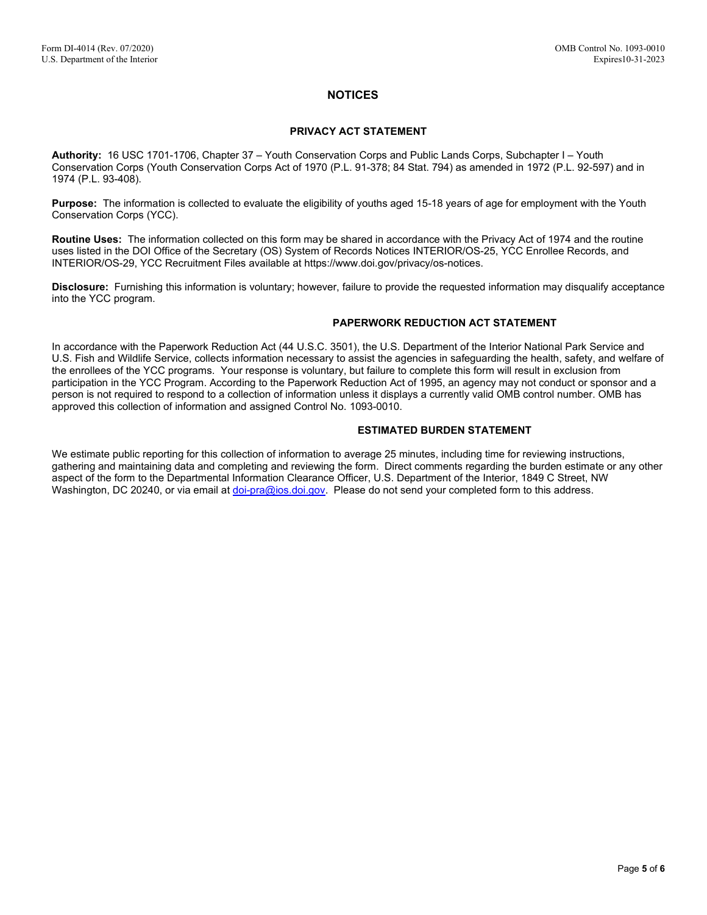# NOTICES

## PRIVACY ACT STATEMENT

**Authority:** 16 USC 1701-1706, Chapter 37 – Youth Conservation Corps and Public Lands Corps, Subchapter I – Youth Conservation Corps (Youth Conservation Corps Act of 1970 (P.L. 91-378; 84 Stat. 794) as amended in 1972 (P.L. 92-597) and in 1974 (P.L. 93-408).

**Purpose:** The information is collected to evaluate the eligibility of youths aged 15-18 years of age for employment with the Youth Conservation Corps (YCC).

**Routine Uses:** The information collected on this form may be shared in accordance with the Privacy Act of 1974 and the routine uses listed in the DOI Office of the Secretary (OS) System of Records Notices INTERIOR/OS-25, YCC Enrollee Records, and INTERIOR/OS-29, YCC Recruitment Files available at https://www.doi.gov/privacy/os-notices.

**Disclosure:** Furnishing this information is voluntary; however, failure to provide the requested information may disqualify acceptance into the YCC program.

## PAPERWORK REDUCTION ACT STATEMENT

In accordance with the Paperwork Reduction Act (44 U.S.C. 3501), the U.S. Department of the Interior National Park Service and U.S. Fish and Wildlife Service, collects information necessary to assist the agencies in safeguarding the health, safety, and welfare of the enrollees of the YCC programs. Your response is voluntary, but failure to complete this form will result in exclusion from participation in the YCC Program. According to the Paperwork Reduction Act of 1995, an agency may not conduct or sponsor and a person is not required to respond to a collection of information unless it displays a currently valid OMB control number. OMB has approved this collection of information and assigned Control No. 1093-0010.

## ESTIMATED BURDEN STATEMENT

We estimate public reporting for this collection of information to average 25 minutes, including time for reviewing instructions, gathering and maintaining data and completing and reviewing the form. Direct comments regarding the burden estimate or any other aspect of the form to the Departmental Information Clearance Officer, U.S. Department of the Interior, 1849 C Street, NW Washington, DC 20240, or via email at doi-pra@ios.doi.gov. Please do not send your completed form to this address.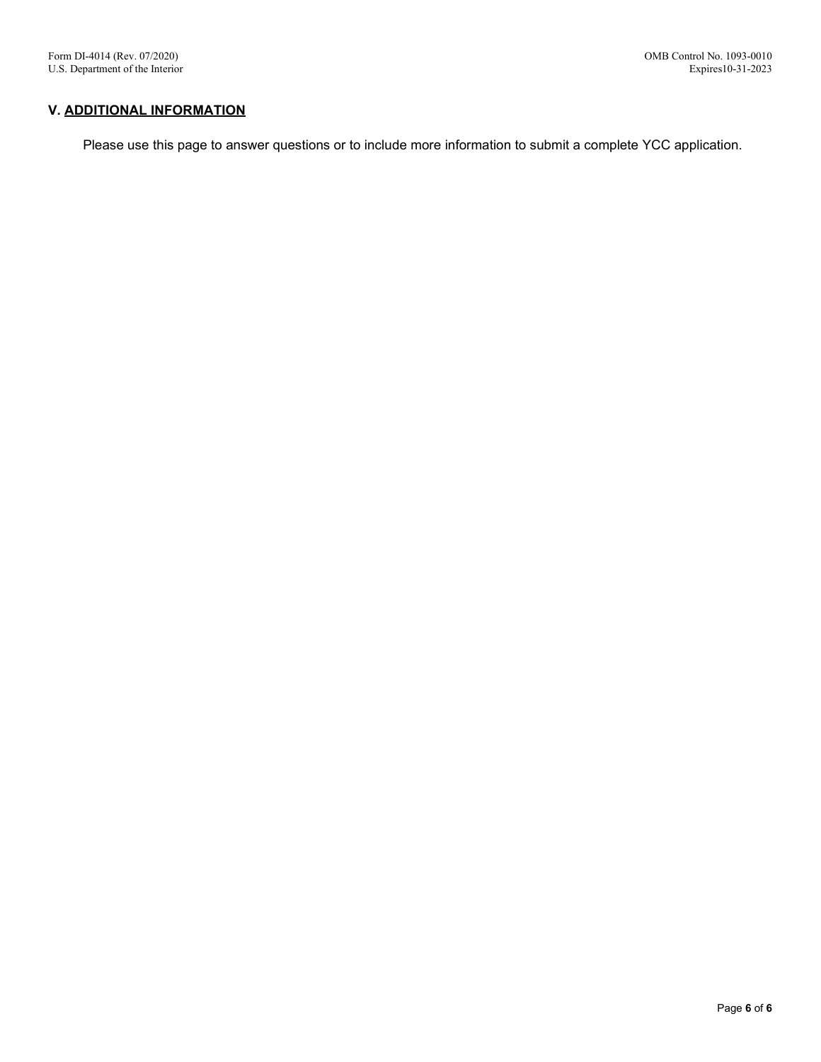## V. ADDITIONAL INFORMATION

Please use this page to answer questions or to include more information to submit a complete YCC application.